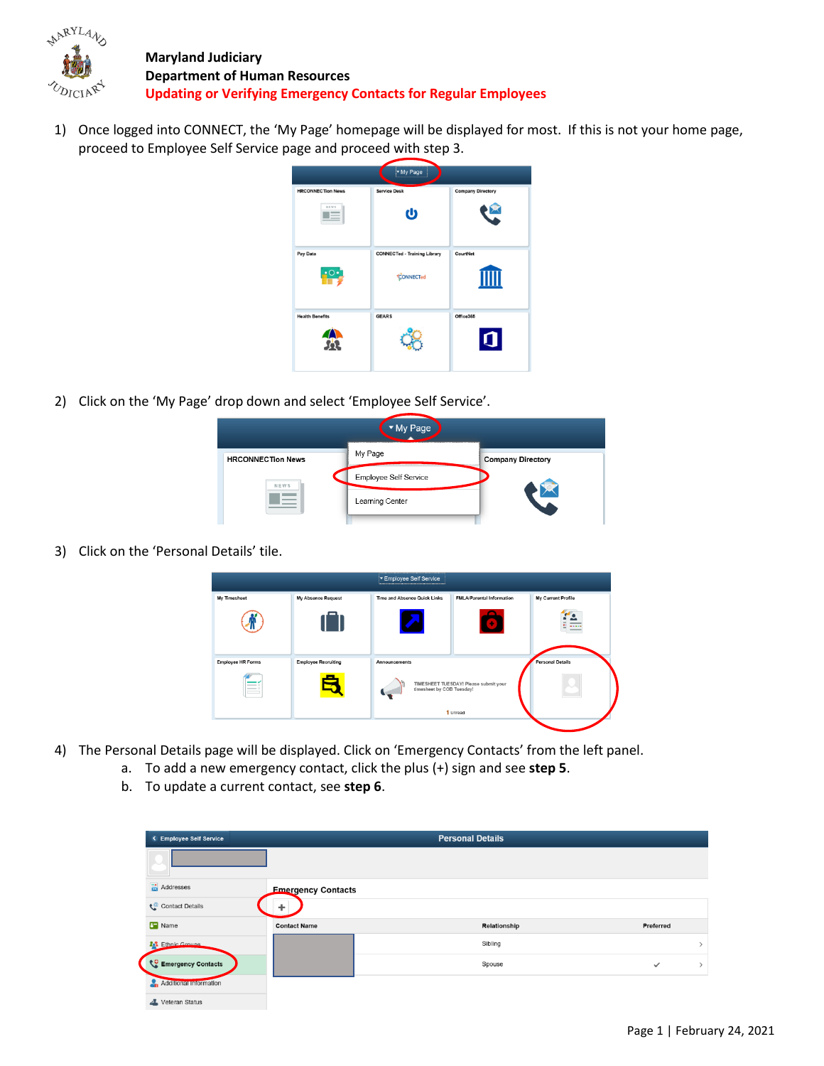# Maryland Judiciary
## Department of Human Resources
## Updating or Verifying Emergency Contacts for Regular Employees

1) Once logged into CONNECT, the 'My Page' homepage will be displayed for most. If this is not your home page, proceed to Employee Self Service page and proceed with step 3.

2) Click on the 'My Page' drop down and select 'Employee Self Service'.

3) Click on the 'Personal Details' tile.

4) The Personal Details page will be displayed. Click on 'Emergency Contacts' from the left panel.
   a. To add a new emergency contact, click the plus (+) sign and see **step 5**.
   b. To update a current contact, see **step 6**.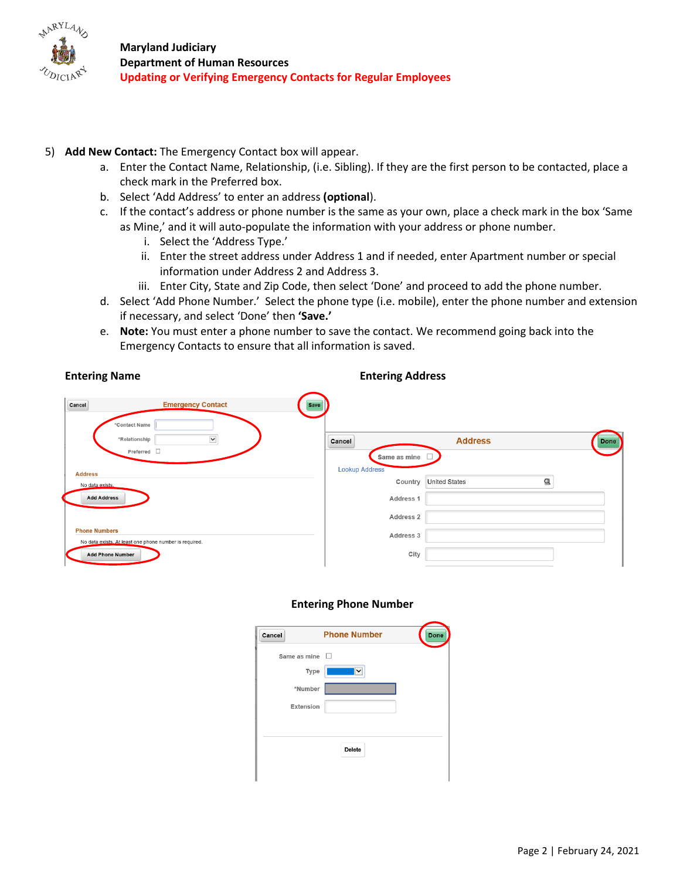5) **Add New Contact:** The Emergency Contact box will appear.
   a. Enter the Contact Name, Relationship, (i.e. Sibling). If they are the first person to be contacted, place a check mark in the Preferred box.
   b. Select 'Add Address' to enter an address **(optional)**.
   c. If the contact's address or phone number is the same as your own, place a check mark in the box 'Same as Mine,' and it will auto-populate the information with your address or phone number.
      i. Select the 'Address Type.'
      ii. Enter the street address under Address 1 and if needed, enter Apartment number or special information under Address 2 and Address 3.
      iii. Enter City, State and Zip Code, then select 'Done' and proceed to add the phone number.
   d. Select 'Add Phone Number.' Select the phone type (i.e. mobile), enter the phone number and extension if necessary, and select 'Done' then **'Save.'**
   e. **Note:** You must enter a phone number to save the contact. We recommend going back into the Emergency Contacts to ensure that all information is saved.

**Entering Name**

**Entering Address**

**Entering Phone Number**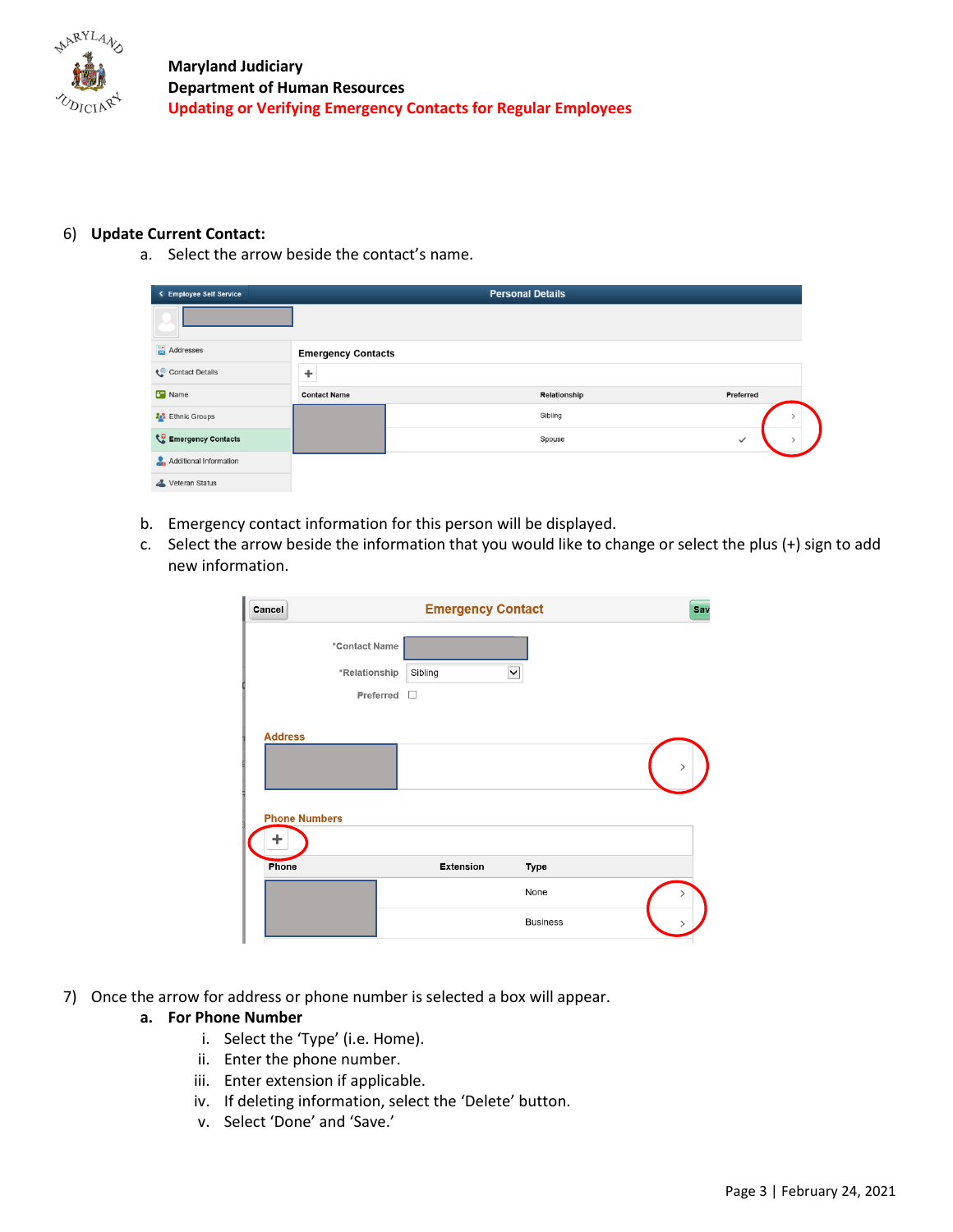6) **Update Current Contact:**
   a. Select the arrow beside the contact's name.

   b. Emergency contact information for this person will be displayed.
   c. Select the arrow beside the information that you would like to change or select the plus (+) sign to add new information.

7) Once the arrow for address or phone number is selected a box will appear.
   a. **For Phone Number**
      i. Select the 'Type' (i.e. Home).
      ii. Enter the phone number.
      iii. Enter extension if applicable.
      iv. If deleting information, select the 'Delete' button.
      v. Select 'Done' and 'Save.'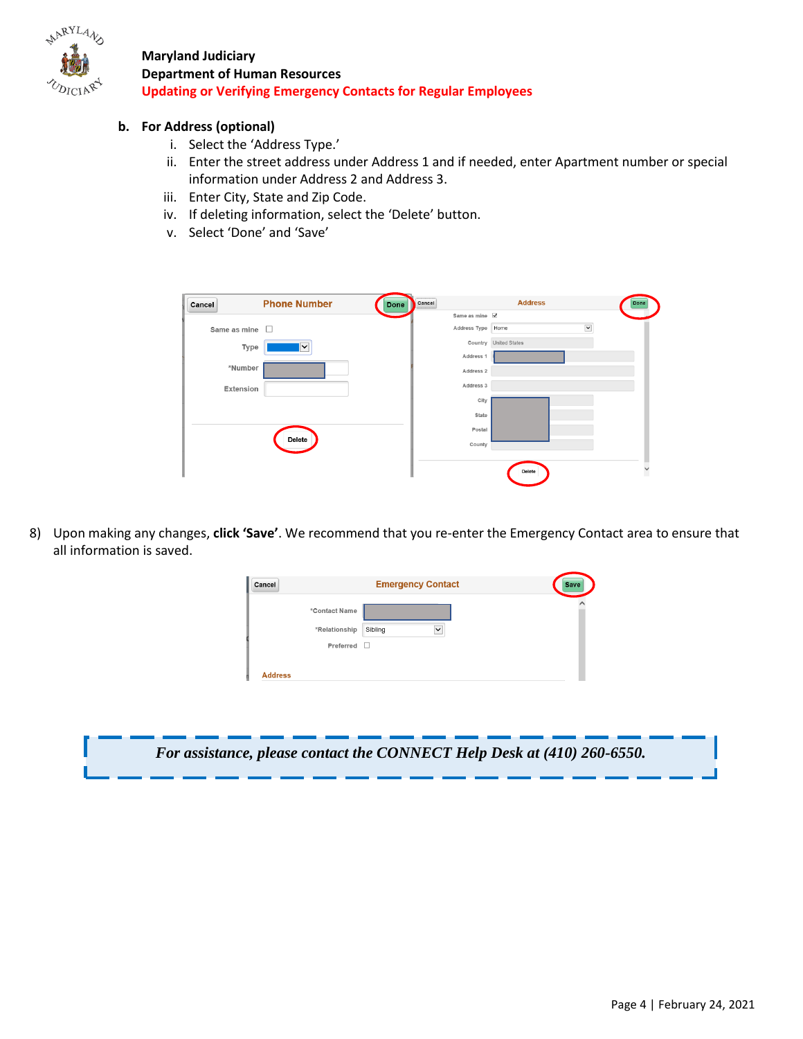**b. For Address (optional)**

   i. Select the 'Address Type.'
   ii. Enter the street address under Address 1 and if needed, enter Apartment number or special information under Address 2 and Address 3.
   iii. Enter City, State and Zip Code.
   iv. If deleting information, select the 'Delete' button.
   v. Select 'Done' and 'Save'

8) Upon making any changes, **click 'Save'**. We recommend that you re-enter the Emergency Contact area to ensure that all information is saved.

***For assistance, please contact the CONNECT Help Desk at (410) 260-6550.***